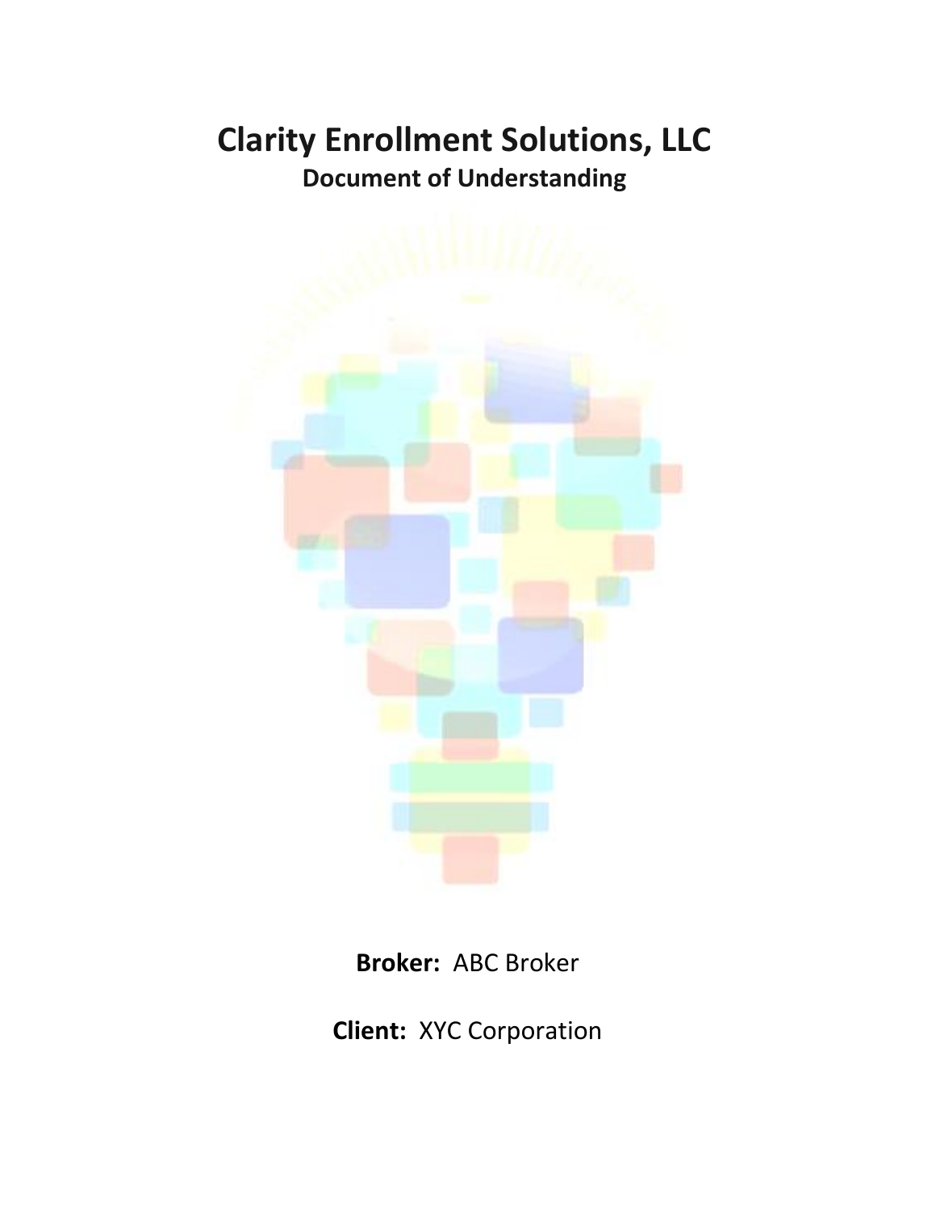# Clarity Enrollment Solutions, LLC

## Document of Understanding

**Broker:** ABC Broker

**Client:** XYC Corporation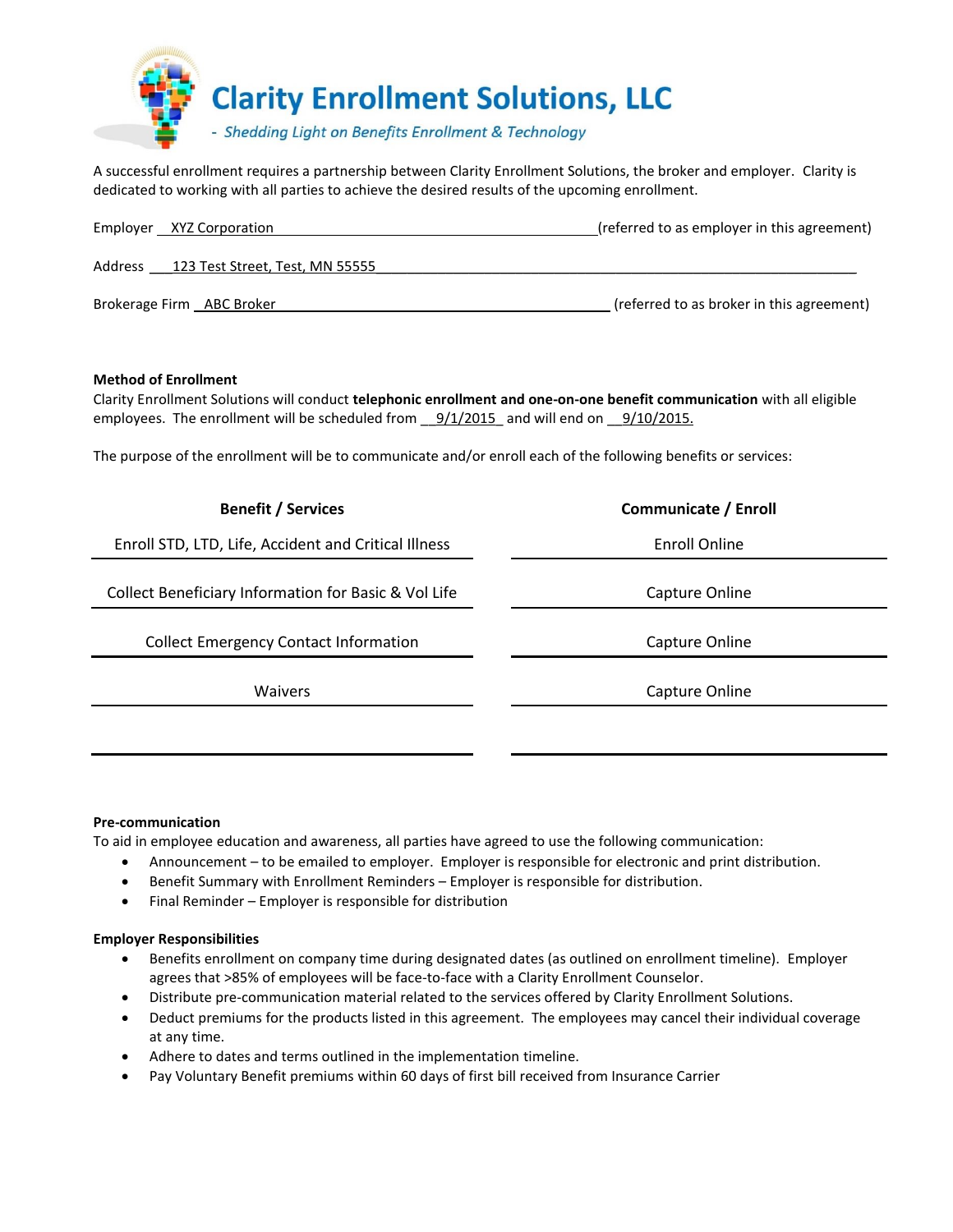# Clarity Enrollment Solutions, LLC

*- Shedding Light on Benefits Enrollment & Technology*

A successful enrollment requires a partnership between Clarity Enrollment Solutions, the broker and employer. Clarity is dedicated to working with all parties to achieve the desired results of the upcoming enrollment.

Employer __XYZ Corporation__ (referred to as employer in this agreement)

Address __123 Test Street, Test, MN 55555__

Brokerage Firm __ABC Broker__ (referred to as broker in this agreement)

**Method of Enrollment**

Clarity Enrollment Solutions will conduct **telephonic enrollment and one-on-one benefit communication** with all eligible employees. The enrollment will be scheduled from __9/1/2015__ and will end on __9/10/2015.__

The purpose of the enrollment will be to communicate and/or enroll each of the following benefits or services:

| Benefit / Services | Communicate / Enroll |
|---|---|
| Enroll STD, LTD, Life, Accident and Critical Illness | Enroll Online |
| Collect Beneficiary Information for Basic & Vol Life | Capture Online |
| Collect Emergency Contact Information | Capture Online |
| Waivers | Capture Online |
| | |

**Pre-communication**

To aid in employee education and awareness, all parties have agreed to use the following communication:

- Announcement – to be emailed to employer. Employer is responsible for electronic and print distribution.
- Benefit Summary with Enrollment Reminders – Employer is responsible for distribution.
- Final Reminder – Employer is responsible for distribution

**Employer Responsibilities**

- Benefits enrollment on company time during designated dates (as outlined on enrollment timeline). Employer agrees that >85% of employees will be face-to-face with a Clarity Enrollment Counselor.
- Distribute pre-communication material related to the services offered by Clarity Enrollment Solutions.
- Deduct premiums for the products listed in this agreement. The employees may cancel their individual coverage at any time.
- Adhere to dates and terms outlined in the implementation timeline.
- Pay Voluntary Benefit premiums within 60 days of first bill received from Insurance Carrier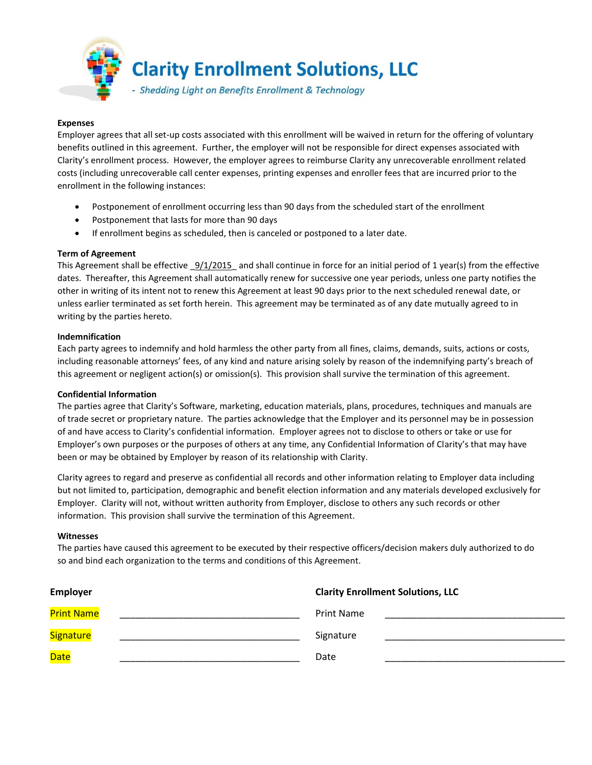# Clarity Enrollment Solutions, LLC

*- Shedding Light on Benefits Enrollment & Technology*

**Expenses**

Employer agrees that all set-up costs associated with this enrollment will be waived in return for the offering of voluntary benefits outlined in this agreement. Further, the employer will not be responsible for direct expenses associated with Clarity's enrollment process. However, the employer agrees to reimburse Clarity any unrecoverable enrollment related costs (including unrecoverable call center expenses, printing expenses and enroller fees that are incurred prior to the enrollment in the following instances:

- Postponement of enrollment occurring less than 90 days from the scheduled start of the enrollment
- Postponement that lasts for more than 90 days
- If enrollment begins as scheduled, then is canceled or postponed to a later date.

**Term of Agreement**

This Agreement shall be effective _9/1/2015_ and shall continue in force for an initial period of 1 year(s) from the effective dates. Thereafter, this Agreement shall automatically renew for successive one year periods, unless one party notifies the other in writing of its intent not to renew this Agreement at least 90 days prior to the next scheduled renewal date, or unless earlier terminated as set forth herein. This agreement may be terminated as of any date mutually agreed to in writing by the parties hereto.

**Indemnification**

Each party agrees to indemnify and hold harmless the other party from all fines, claims, demands, suits, actions or costs, including reasonable attorneys' fees, of any kind and nature arising solely by reason of the indemnifying party's breach of this agreement or negligent action(s) or omission(s). This provision shall survive the termination of this agreement.

**Confidential Information**

The parties agree that Clarity's Software, marketing, education materials, plans, procedures, techniques and manuals are of trade secret or proprietary nature. The parties acknowledge that the Employer and its personnel may be in possession of and have access to Clarity's confidential information. Employer agrees not to disclose to others or take or use for Employer's own purposes or the purposes of others at any time, any Confidential Information of Clarity's that may have been or may be obtained by Employer by reason of its relationship with Clarity.

Clarity agrees to regard and preserve as confidential all records and other information relating to Employer data including but not limited to, participation, demographic and benefit election information and any materials developed exclusively for Employer. Clarity will not, without written authority from Employer, disclose to others any such records or other information. This provision shall survive the termination of this Agreement.

**Witnesses**

The parties have caused this agreement to be executed by their respective officers/decision makers duly authorized to do so and bind each organization to the terms and conditions of this Agreement.

| **Employer** | | **Clarity Enrollment Solutions, LLC** | |
|---|---|---|---|
| Print Name | ______________________ | Print Name | ______________________ |
| Signature | ______________________ | Signature | ______________________ |
| Date | ______________________ | Date | ______________________ |